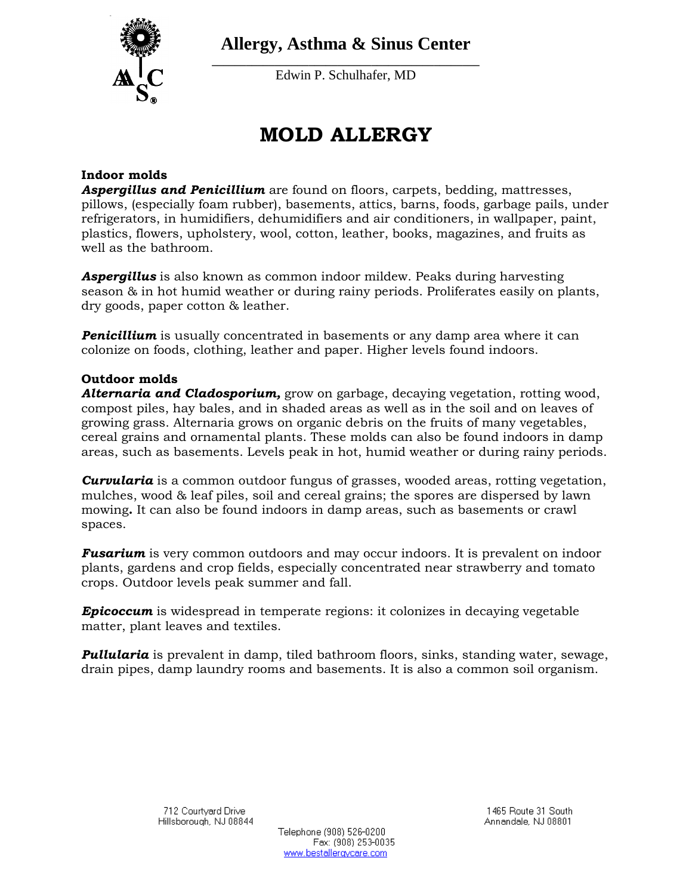# Allergy, Asthma & Sinus Center

Edwin P. Schulhafer, MD

# MOLD ALLERGY

**Indoor molds**

***Aspergillus and Penicillium*** are found on floors, carpets, bedding, mattresses, pillows, (especially foam rubber), basements, attics, barns, foods, garbage pails, under refrigerators, in humidifiers, dehumidifiers and air conditioners, in wallpaper, paint, plastics, flowers, upholstery, wool, cotton, leather, books, magazines, and fruits as well as the bathroom.

***Aspergillus*** is also known as common indoor mildew. Peaks during harvesting season & in hot humid weather or during rainy periods. Proliferates easily on plants, dry goods, paper cotton & leather.

***Penicillium*** is usually concentrated in basements or any damp area where it can colonize on foods, clothing, leather and paper. Higher levels found indoors.

**Outdoor molds**

***Alternaria and Cladosporium,*** grow on garbage, decaying vegetation, rotting wood, compost piles, hay bales, and in shaded areas as well as in the soil and on leaves of growing grass. Alternaria grows on organic debris on the fruits of many vegetables, cereal grains and ornamental plants. These molds can also be found indoors in damp areas, such as basements. Levels peak in hot, humid weather or during rainy periods.

***Curvularia*** is a common outdoor fungus of grasses, wooded areas, rotting vegetation, mulches, wood & leaf piles, soil and cereal grains; the spores are dispersed by lawn mowing**.** It can also be found indoors in damp areas, such as basements or crawl spaces.

***Fusarium*** is very common outdoors and may occur indoors. It is prevalent on indoor plants, gardens and crop fields, especially concentrated near strawberry and tomato crops. Outdoor levels peak summer and fall.

***Epicoccum*** is widespread in temperate regions: it colonizes in decaying vegetable matter, plant leaves and textiles.

***Pullularia*** is prevalent in damp, tiled bathroom floors, sinks, standing water, sewage, drain pipes, damp laundry rooms and basements. It is also a common soil organism.

712 Courtyard Drive
Hillsborough, NJ 08844

1465 Route 31 South
Annandale, NJ 08801

Telephone (908) 526-0200
Fax: (908) 253-0035
www.bestallergycare.com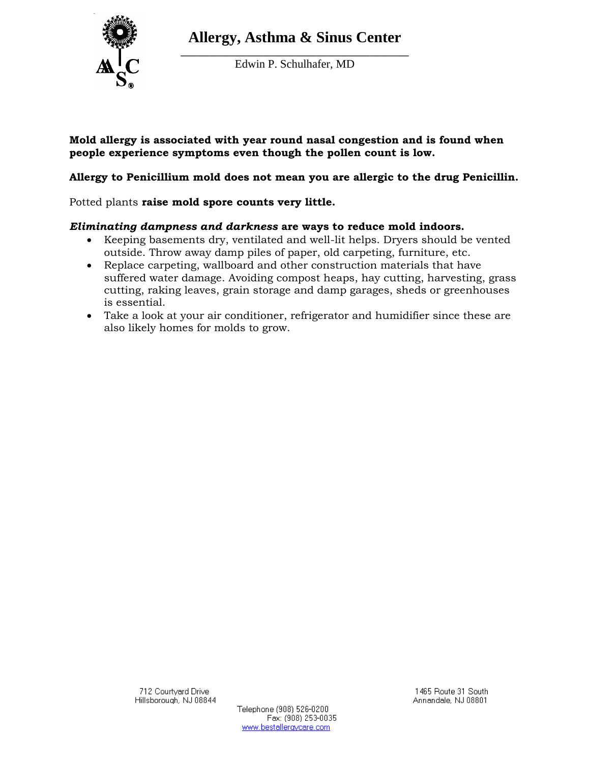**Mold allergy is associated with year round nasal congestion and is found when people experience symptoms even though the pollen count is low.**

**Allergy to Penicillium mold does not mean you are allergic to the drug Penicillin.**

Potted plants **raise mold spore counts very little.**

***Eliminating dampness and darkness*** **are ways to reduce mold indoors.**

- Keeping basements dry, ventilated and well-lit helps. Dryers should be vented outside. Throw away damp piles of paper, old carpeting, furniture, etc.
- Replace carpeting, wallboard and other construction materials that have suffered water damage. Avoiding compost heaps, hay cutting, harvesting, grass cutting, raking leaves, grain storage and damp garages, sheds or greenhouses is essential.
- Take a look at your air conditioner, refrigerator and humidifier since these are also likely homes for molds to grow.